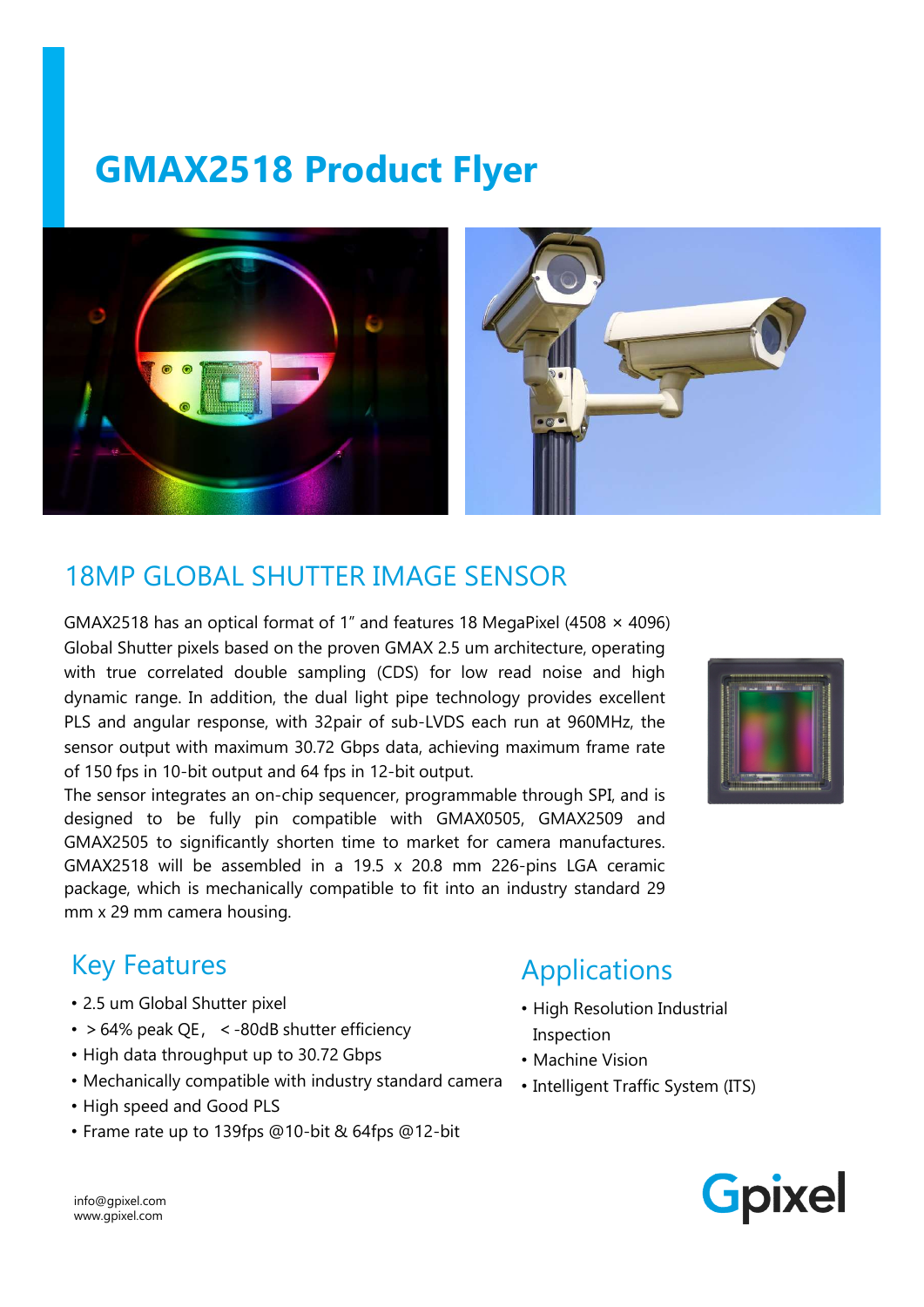# GMAX2518 Product Flyer

## 18MP GLOBAL SHUTTER IMAGE SENSOR

GMAX2518 has an optical format of 1" and features 18 MegaPixel (4508 × 4096) Global Shutter pixels based on the proven GMAX 2.5 um architecture, operating with true correlated double sampling (CDS) for low read noise and high dynamic range. In addition, the dual light pipe technology provides excellent PLS and angular response, with 32pair of sub-LVDS each run at 960MHz, the sensor output with maximum 30.72 Gbps data, achieving maximum frame rate of 150 fps in 10-bit output and 64 fps in 12-bit output.

The sensor integrates an on-chip sequencer, programmable through SPI, and is designed to be fully pin compatible with GMAX0505, GMAX2509 and GMAX2505 to significantly shorten time to market for camera manufactures. GMAX2518 will be assembled in a 19.5 x 20.8 mm 226-pins LGA ceramic package, which is mechanically compatible to fit into an industry standard 29 mm x 29 mm camera housing.

## Key Features

- 2.5 um Global Shutter pixel
- ＞64% peak QE， ＜-80dB shutter efficiency
- High data throughput up to 30.72 Gbps
- Mechanically compatible with industry standard camera
- High speed and Good PLS
- Frame rate up to 139fps @10-bit & 64fps @12-bit

## Applications

- High Resolution Industrial Inspection
- Machine Vision
- Intelligent Traffic System (ITS)

info@gpixel.com
www.gpixel.com

Gpixel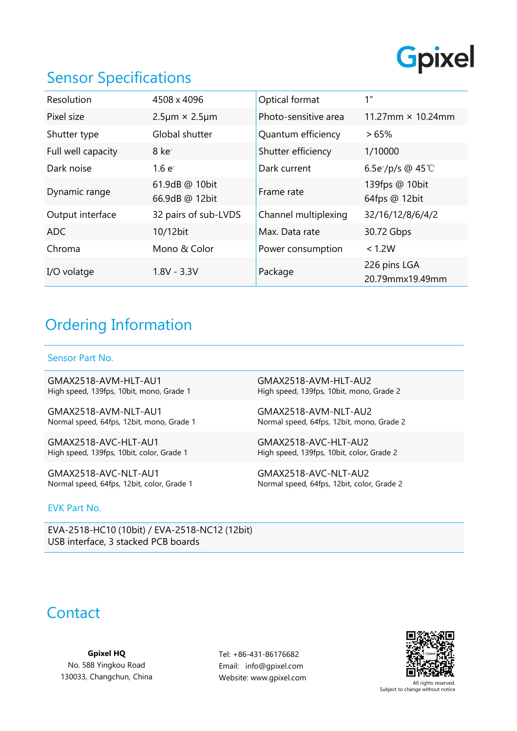## Sensor Specifications

| | | | |
|---|---|---|---|
| Resolution | 4508 x 4096 | Optical format | 1” |
| Pixel size | 2.5μm × 2.5μm | Photo-sensitive area | 11.27mm × 10.24mm |
| Shutter type | Global shutter | Quantum efficiency | > 65% |
| Full well capacity | 8 ke$^-$ | Shutter efficiency | 1/10000 |
| Dark noise | 1.6 e$^-$ | Dark current | 6.5e$^-$/p/s @ 45℃ |
| Dynamic range | 61.9dB @ 10bit<br>66.9dB @ 12bit | Frame rate | 139fps @ 10bit<br>64fps @ 12bit |
| Output interface | 32 pairs of sub-LVDS | Channel multiplexing | 32/16/12/8/6/4/2 |
| ADC | 10/12bit | Max. Data rate | 30.72 Gbps |
| Chroma | Mono & Color | Power consumption | < 1.2W |
| I/O volatge | 1.8V - 3.3V | Package | 226 pins LGA<br>20.79mmx19.49mm |

## Ordering Information

### Sensor Part No.

GMAX2518-AVM-HLT-AU1
High speed, 139fps, 10bit, mono, Grade 1

GMAX2518-AVM-HLT-AU2
High speed, 139fps, 10bit, mono, Grade 2

GMAX2518-AVM-NLT-AU1
Normal speed, 64fps, 12bit, mono, Grade 1

GMAX2518-AVM-NLT-AU2
Normal speed, 64fps, 12bit, mono, Grade 2

GMAX2518-AVC-HLT-AU1
High speed, 139fps, 10bit, color, Grade 1

GMAX2518-AVC-HLT-AU2
High speed, 139fps, 10bit, color, Grade 2

GMAX2518-AVC-NLT-AU1
Normal speed, 64fps, 12bit, color, Grade 1

GMAX2518-AVC-NLT-AU2
Normal speed, 64fps, 12bit, color, Grade 2

### EVK Part No.

EVA-2518-HC10 (10bit) / EVA-2518-NC12 (12bit)
USB interface, 3 stacked PCB boards

## Contact

**Gpixel HQ**
No. 588 Yingkou Road
130033, Changchun, China

Tel: +86-431-86176682
Email: info@gpixel.com
Website: www.gpixel.com

All rights reserved.
Subject to change without notice